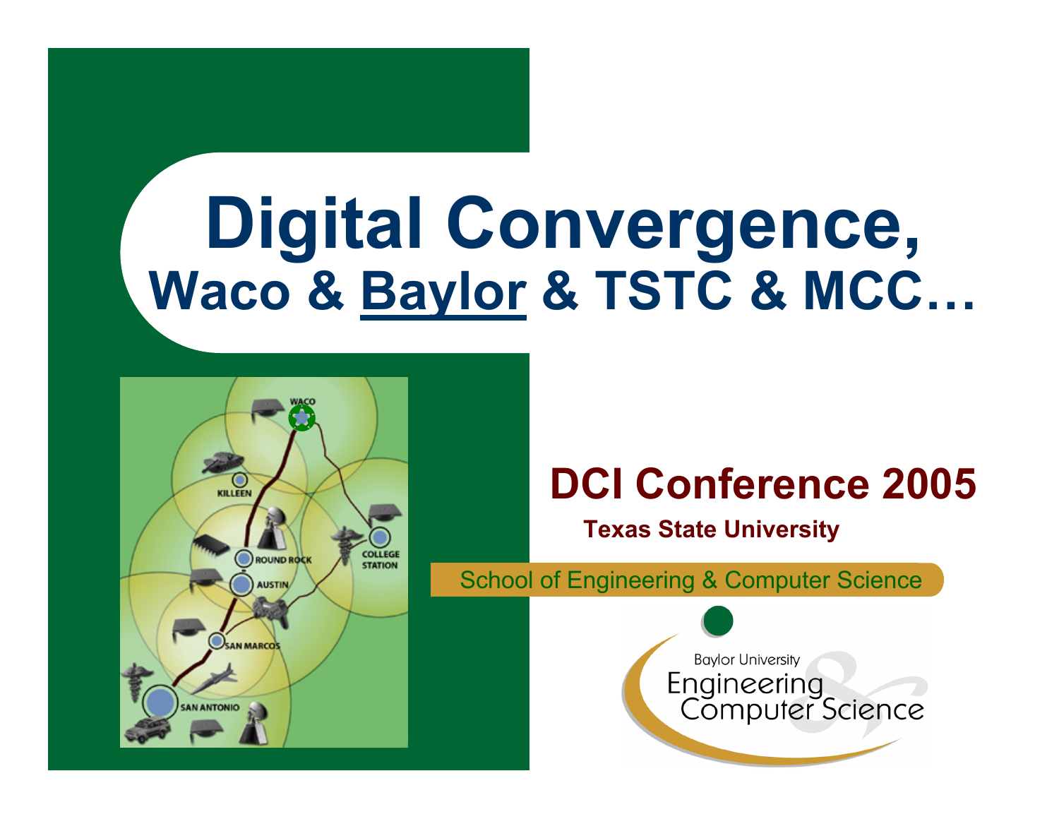# Digital Convergence,

## Waco & Baylor & TSTC & MCC…

## DCI Conference 2005

**Texas State University**

School of Engineering & Computer Science

Baylor University
Engineering & Computer Science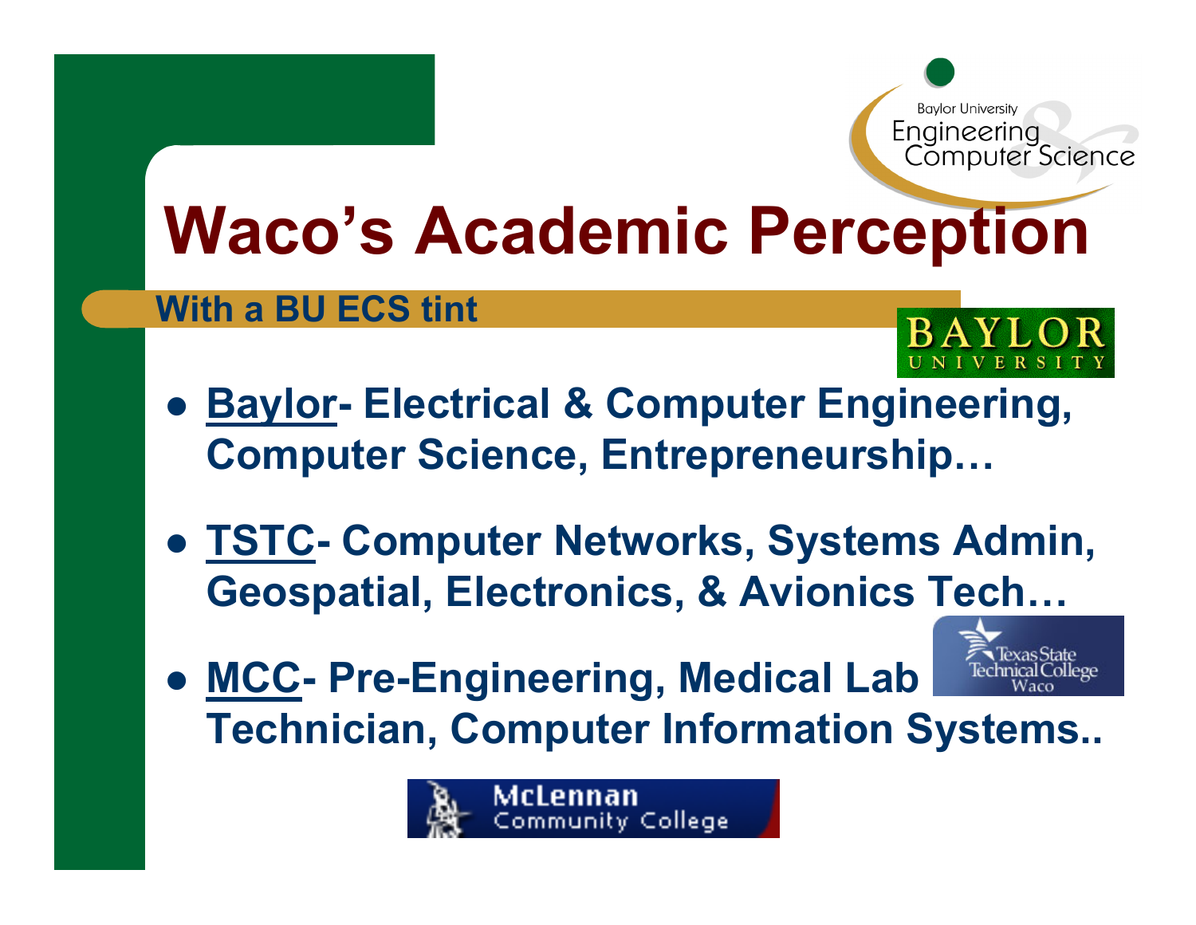# Waco's Academic Perception

## With a BU ECS tint

- **Baylor- Electrical & Computer Engineering, Computer Science, Entrepreneurship…**
- **TSTC- Computer Networks, Systems Admin, Geospatial, Electronics, & Avionics Tech…**
- **MCC- Pre-Engineering, Medical Lab Technician, Computer Information Systems..**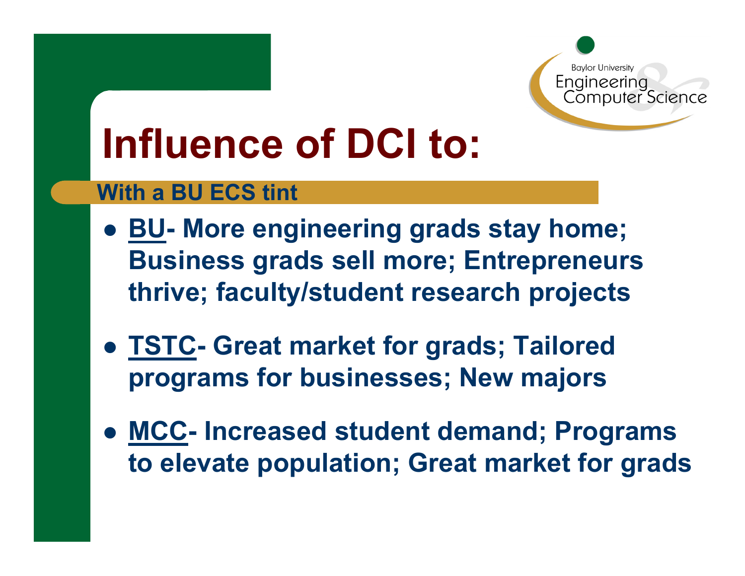# Influence of DCI to:

**With a BU ECS tint**

- **BU- More engineering grads stay home; Business grads sell more; Entrepreneurs thrive; faculty/student research projects**
- **TSTC- Great market for grads; Tailored programs for businesses; New majors**
- **MCC- Increased student demand; Programs to elevate population; Great market for grads**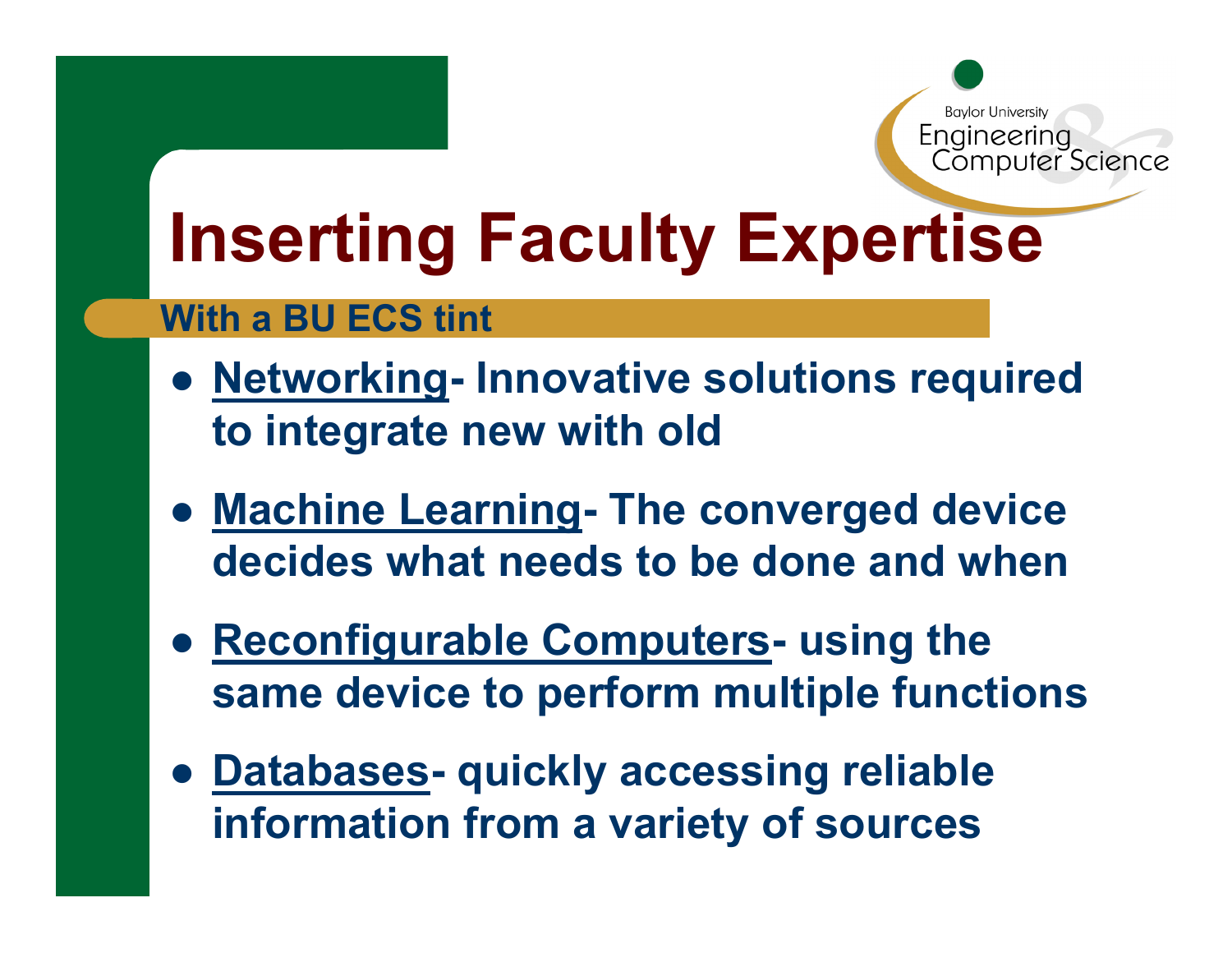# Inserting Faculty Expertise

## With a BU ECS tint

- **Networking- Innovative solutions required to integrate new with old**
- **Machine Learning- The converged device decides what needs to be done and when**
- **Reconfigurable Computers- using the same device to perform multiple functions**
- **Databases- quickly accessing reliable information from a variety of sources**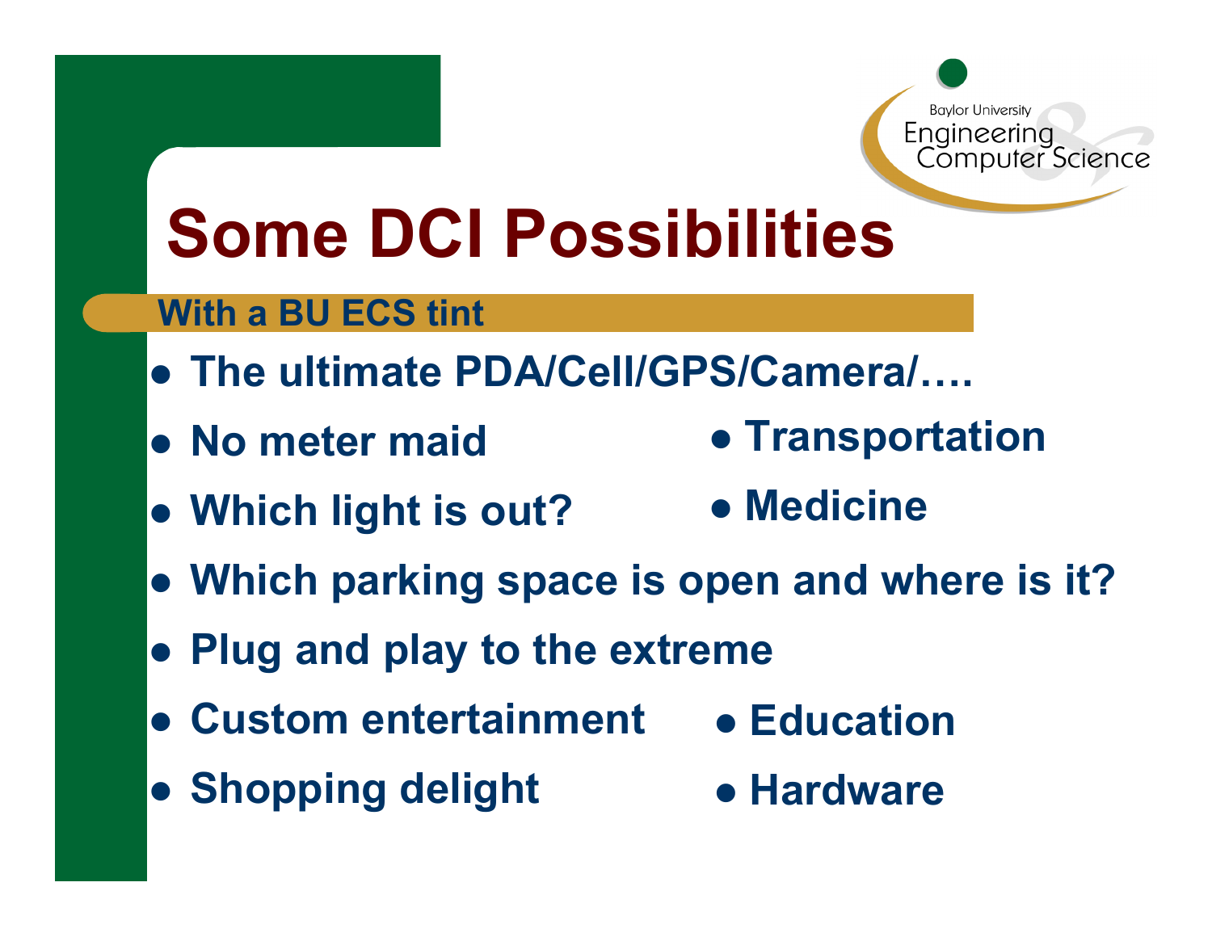# Some DCI Possibilities

## With a BU ECS tint

- The ultimate PDA/Cell/GPS/Camera/….
- No meter maid
- Which light is out?
- Which parking space is open and where is it?
- Plug and play to the extreme
- Custom entertainment
- Shopping delight
- Transportation
- Medicine
- Education
- Hardware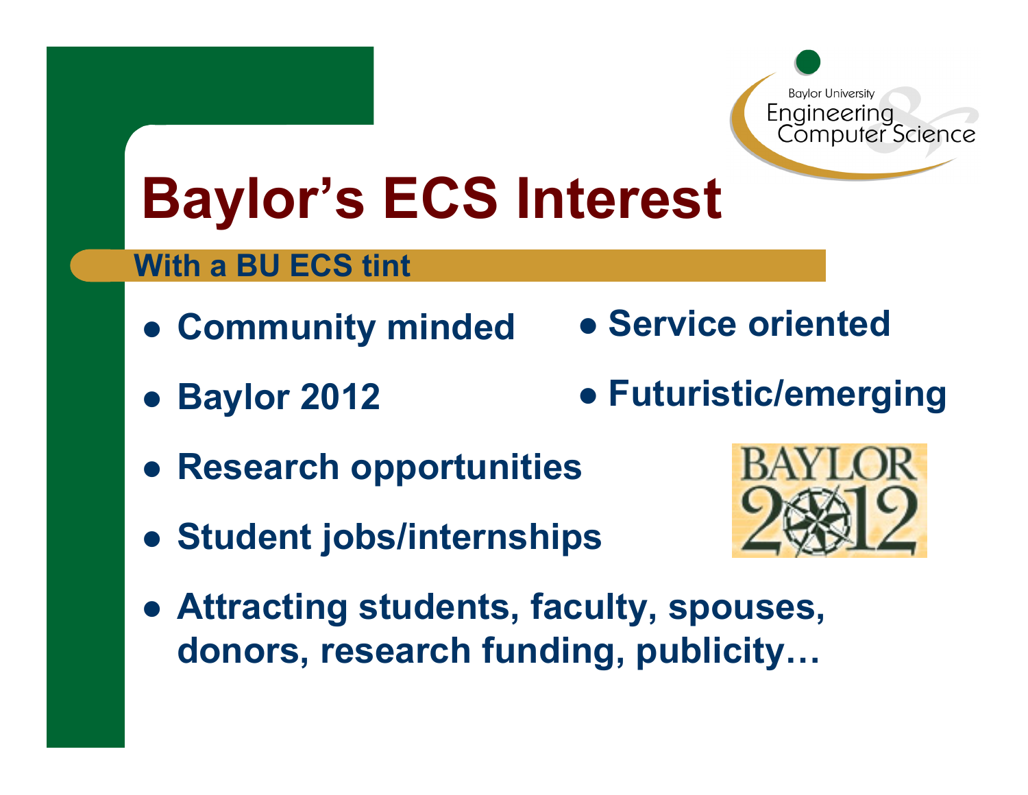# Baylor's ECS Interest

## With a BU ECS tint

- Community minded
- Service oriented
- Baylor 2012
- Futuristic/emerging
- Research opportunities
- Student jobs/internships
- Attracting students, faculty, spouses, donors, research funding, publicity…